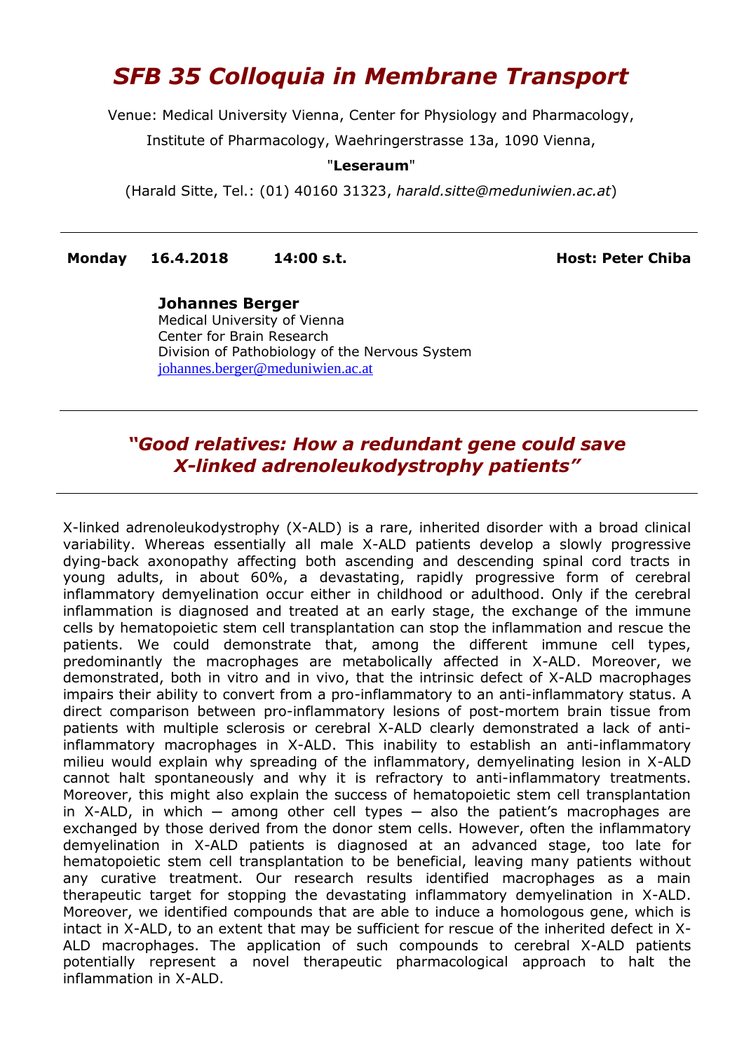# *SFB 35 Colloquia in Membrane Transport*

Venue: Medical University Vienna, Center for Physiology and Pharmacology,

Institute of Pharmacology, Waehringerstrasse 13a, 1090 Vienna,

"**Leseraum**"

(Harald Sitte, Tel.: (01) 40160 31323, *harald.sitte@meduniwien.ac.at*)

---

**Monday 16.4.2018 14:00 s.t. Host: Peter Chiba**

**Johannes Berger**
Medical University of Vienna
Center for Brain Research
Division of Pathobiology of the Nervous System
johannes.berger@meduniwien.ac.at

---

## *"Good relatives: How a redundant gene could save X-linked adrenoleukodystrophy patients"*

---

X-linked adrenoleukodystrophy (X-ALD) is a rare, inherited disorder with a broad clinical variability. Whereas essentially all male X-ALD patients develop a slowly progressive dying-back axonopathy affecting both ascending and descending spinal cord tracts in young adults, in about 60%, a devastating, rapidly progressive form of cerebral inflammatory demyelination occur either in childhood or adulthood. Only if the cerebral inflammation is diagnosed and treated at an early stage, the exchange of the immune cells by hematopoietic stem cell transplantation can stop the inflammation and rescue the patients. We could demonstrate that, among the different immune cell types, predominantly the macrophages are metabolically affected in X-ALD. Moreover, we demonstrated, both in vitro and in vivo, that the intrinsic defect of X-ALD macrophages impairs their ability to convert from a pro-inflammatory to an anti-inflammatory status. A direct comparison between pro-inflammatory lesions of post-mortem brain tissue from patients with multiple sclerosis or cerebral X-ALD clearly demonstrated a lack of anti-inflammatory macrophages in X-ALD. This inability to establish an anti-inflammatory milieu would explain why spreading of the inflammatory, demyelinating lesion in X-ALD cannot halt spontaneously and why it is refractory to anti-inflammatory treatments. Moreover, this might also explain the success of hematopoietic stem cell transplantation in X-ALD, in which — among other cell types — also the patient's macrophages are exchanged by those derived from the donor stem cells. However, often the inflammatory demyelination in X-ALD patients is diagnosed at an advanced stage, too late for hematopoietic stem cell transplantation to be beneficial, leaving many patients without any curative treatment. Our research results identified macrophages as a main therapeutic target for stopping the devastating inflammatory demyelination in X-ALD. Moreover, we identified compounds that are able to induce a homologous gene, which is intact in X-ALD, to an extent that may be sufficient for rescue of the inherited defect in X-ALD macrophages. The application of such compounds to cerebral X-ALD patients potentially represent a novel therapeutic pharmacological approach to halt the inflammation in X-ALD.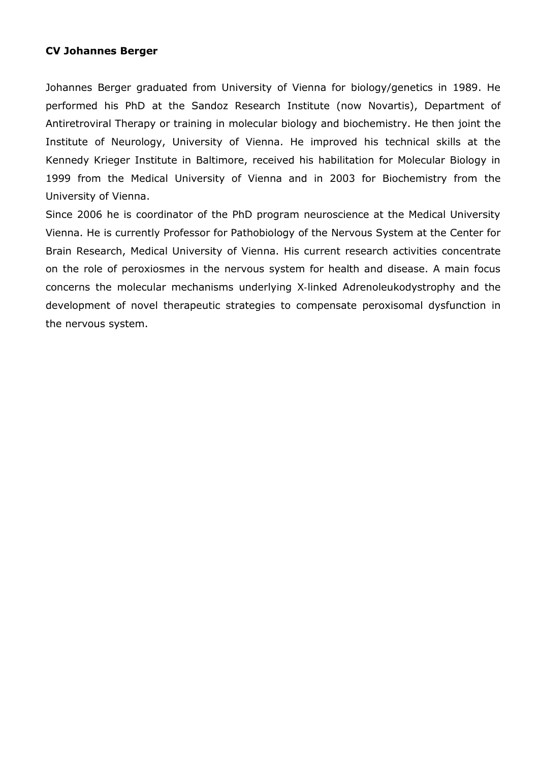**CV Johannes Berger**

Johannes Berger graduated from University of Vienna for biology/genetics in 1989. He performed his PhD at the Sandoz Research Institute (now Novartis), Department of Antiretroviral Therapy or training in molecular biology and biochemistry. He then joint the Institute of Neurology, University of Vienna. He improved his technical skills at the Kennedy Krieger Institute in Baltimore, received his habilitation for Molecular Biology in 1999 from the Medical University of Vienna and in 2003 for Biochemistry from the University of Vienna.

Since 2006 he is coordinator of the PhD program neuroscience at the Medical University Vienna. He is currently Professor for Pathobiology of the Nervous System at the Center for Brain Research, Medical University of Vienna. His current research activities concentrate on the role of peroxiosmes in the nervous system for health and disease. A main focus concerns the molecular mechanisms underlying X-linked Adrenoleukodystrophy and the development of novel therapeutic strategies to compensate peroxisomal dysfunction in the nervous system.